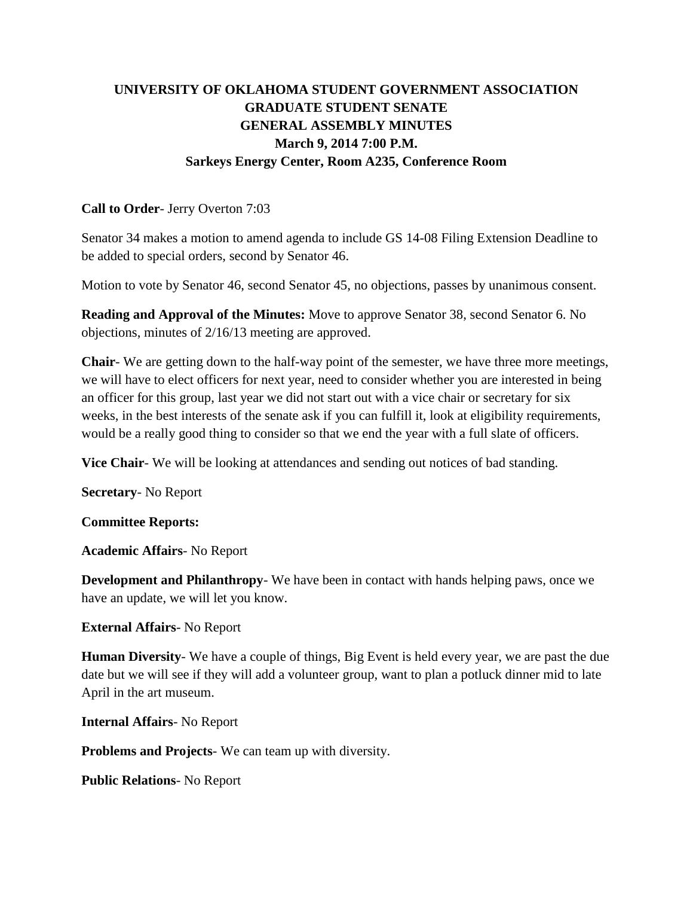# UNIVERSITY OF OKLAHOMA STUDENT GOVERNMENT ASSOCIATION
# GRADUATE STUDENT SENATE
# GENERAL ASSEMBLY MINUTES
## March 9, 2014 7:00 P.M.
## Sarkeys Energy Center, Room A235, Conference Room

**Call to Order**- Jerry Overton 7:03

Senator 34 makes a motion to amend agenda to include GS 14-08 Filing Extension Deadline to be added to special orders, second by Senator 46.

Motion to vote by Senator 46, second Senator 45, no objections, passes by unanimous consent.

**Reading and Approval of the Minutes:** Move to approve Senator 38, second Senator 6. No objections, minutes of 2/16/13 meeting are approved.

**Chair**- We are getting down to the half-way point of the semester, we have three more meetings, we will have to elect officers for next year, need to consider whether you are interested in being an officer for this group, last year we did not start out with a vice chair or secretary for six weeks, in the best interests of the senate ask if you can fulfill it, look at eligibility requirements, would be a really good thing to consider so that we end the year with a full slate of officers.

**Vice Chair**- We will be looking at attendances and sending out notices of bad standing.

**Secretary**- No Report

**Committee Reports:**

**Academic Affairs**- No Report

**Development and Philanthropy**- We have been in contact with hands helping paws, once we have an update, we will let you know.

**External Affairs**- No Report

**Human Diversity**- We have a couple of things, Big Event is held every year, we are past the due date but we will see if they will add a volunteer group, want to plan a potluck dinner mid to late April in the art museum.

**Internal Affairs**- No Report

**Problems and Projects**- We can team up with diversity.

**Public Relations**- No Report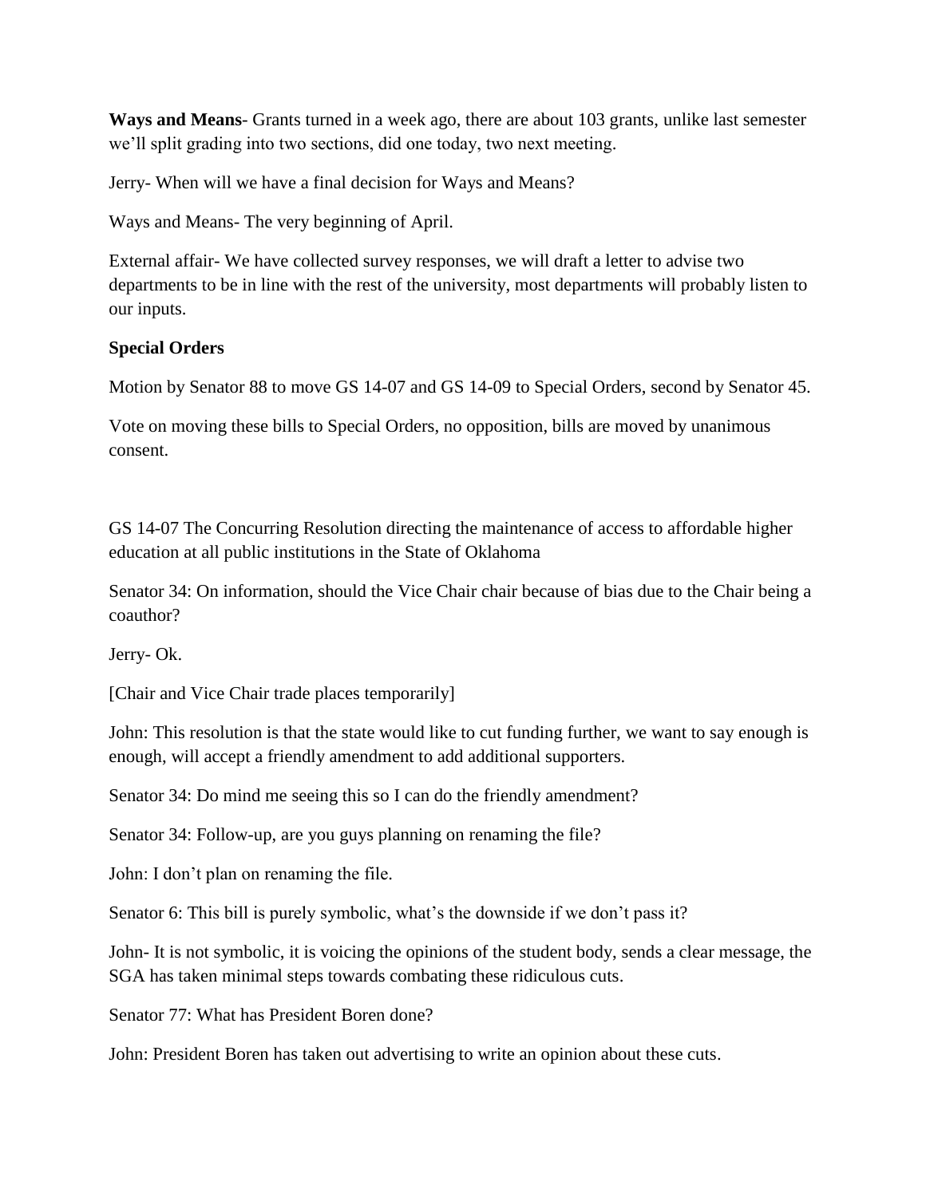**Ways and Means**- Grants turned in a week ago, there are about 103 grants, unlike last semester we'll split grading into two sections, did one today, two next meeting.

Jerry- When will we have a final decision for Ways and Means?

Ways and Means- The very beginning of April.

External affair- We have collected survey responses, we will draft a letter to advise two departments to be in line with the rest of the university, most departments will probably listen to our inputs.

**Special Orders**

Motion by Senator 88 to move GS 14-07 and GS 14-09 to Special Orders, second by Senator 45.

Vote on moving these bills to Special Orders, no opposition, bills are moved by unanimous consent.

GS 14-07 The Concurring Resolution directing the maintenance of access to affordable higher education at all public institutions in the State of Oklahoma

Senator 34: On information, should the Vice Chair chair because of bias due to the Chair being a coauthor?

Jerry- Ok.

[Chair and Vice Chair trade places temporarily]

John: This resolution is that the state would like to cut funding further, we want to say enough is enough, will accept a friendly amendment to add additional supporters.

Senator 34: Do mind me seeing this so I can do the friendly amendment?

Senator 34: Follow-up, are you guys planning on renaming the file?

John: I don't plan on renaming the file.

Senator 6: This bill is purely symbolic, what's the downside if we don't pass it?

John- It is not symbolic, it is voicing the opinions of the student body, sends a clear message, the SGA has taken minimal steps towards combating these ridiculous cuts.

Senator 77: What has President Boren done?

John: President Boren has taken out advertising to write an opinion about these cuts.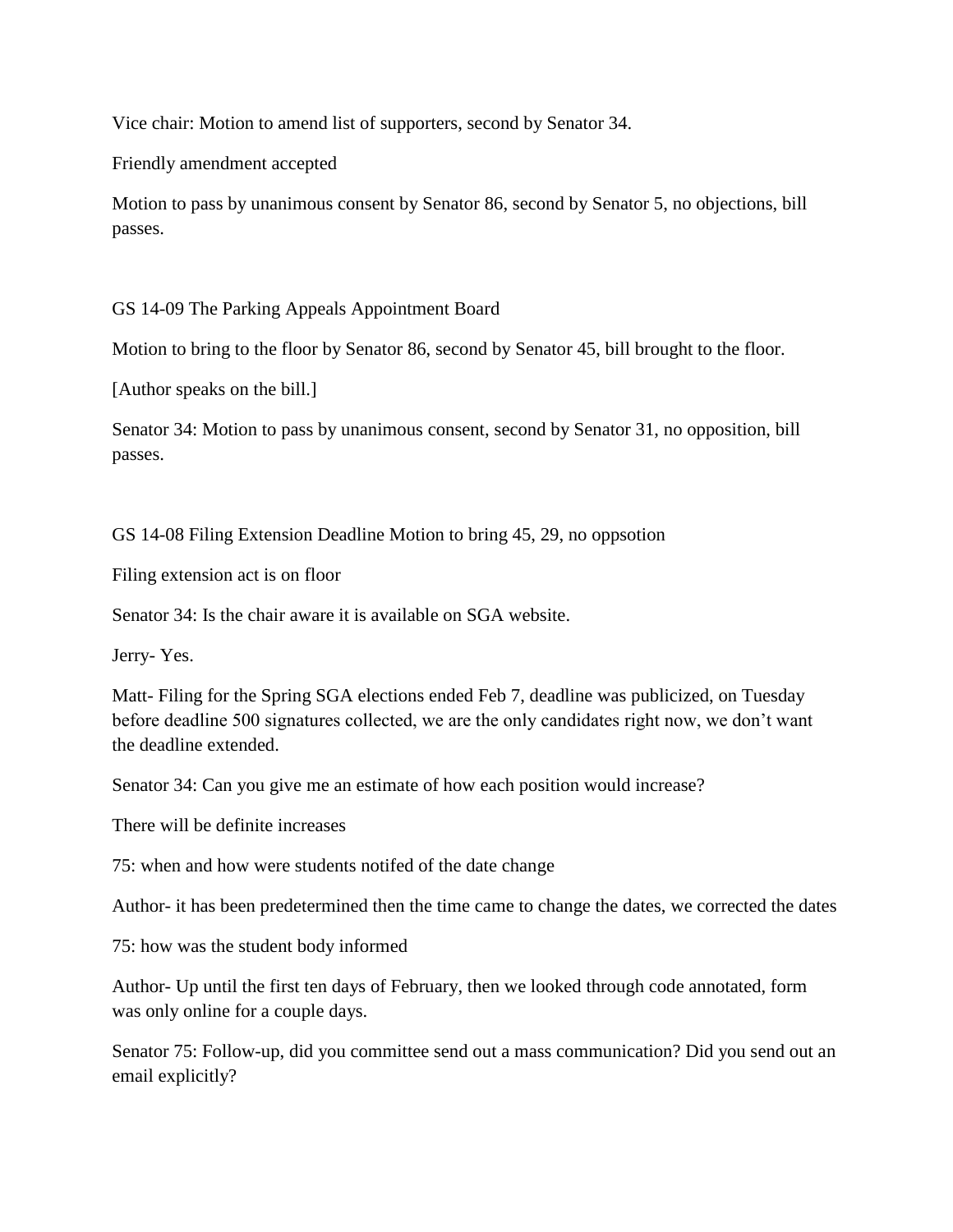Vice chair: Motion to amend list of supporters, second by Senator 34.

Friendly amendment accepted

Motion to pass by unanimous consent by Senator 86, second by Senator 5, no objections, bill passes.

GS 14-09 The Parking Appeals Appointment Board

Motion to bring to the floor by Senator 86, second by Senator 45, bill brought to the floor.

[Author speaks on the bill.]

Senator 34: Motion to pass by unanimous consent, second by Senator 31, no opposition, bill passes.

GS 14-08 Filing Extension Deadline Motion to bring 45, 29, no oppsotion

Filing extension act is on floor

Senator 34: Is the chair aware it is available on SGA website.

Jerry- Yes.

Matt- Filing for the Spring SGA elections ended Feb 7, deadline was publicized, on Tuesday before deadline 500 signatures collected, we are the only candidates right now, we don't want the deadline extended.

Senator 34: Can you give me an estimate of how each position would increase?

There will be definite increases

75: when and how were students notifed of the date change

Author- it has been predetermined then the time came to change the dates, we corrected the dates

75: how was the student body informed

Author- Up until the first ten days of February, then we looked through code annotated, form was only online for a couple days.

Senator 75: Follow-up, did you committee send out a mass communication? Did you send out an email explicitly?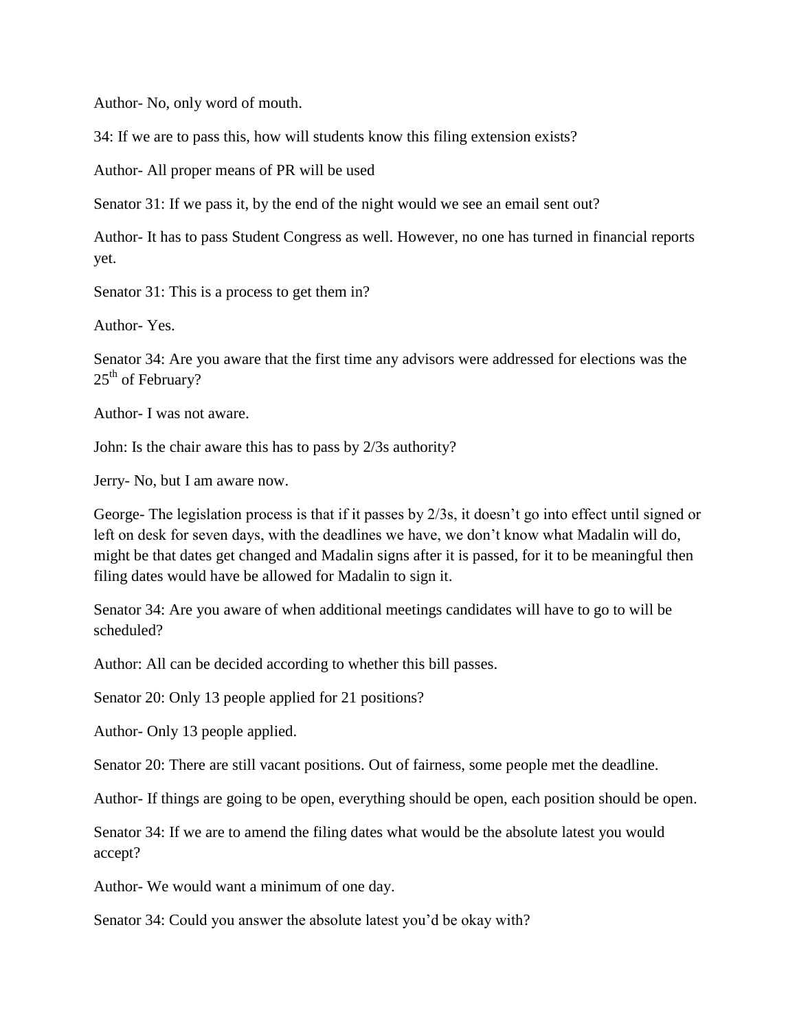Author- No, only word of mouth.

34: If we are to pass this, how will students know this filing extension exists?

Author- All proper means of PR will be used

Senator 31: If we pass it, by the end of the night would we see an email sent out?

Author- It has to pass Student Congress as well. However, no one has turned in financial reports yet.

Senator 31: This is a process to get them in?

Author- Yes.

Senator 34: Are you aware that the first time any advisors were addressed for elections was the 25th of February?

Author- I was not aware.

John: Is the chair aware this has to pass by 2/3s authority?

Jerry- No, but I am aware now.

George- The legislation process is that if it passes by 2/3s, it doesn't go into effect until signed or left on desk for seven days, with the deadlines we have, we don't know what Madalin will do, might be that dates get changed and Madalin signs after it is passed, for it to be meaningful then filing dates would have be allowed for Madalin to sign it.

Senator 34: Are you aware of when additional meetings candidates will have to go to will be scheduled?

Author: All can be decided according to whether this bill passes.

Senator 20: Only 13 people applied for 21 positions?

Author- Only 13 people applied.

Senator 20: There are still vacant positions. Out of fairness, some people met the deadline.

Author- If things are going to be open, everything should be open, each position should be open.

Senator 34: If we are to amend the filing dates what would be the absolute latest you would accept?

Author- We would want a minimum of one day.

Senator 34: Could you answer the absolute latest you'd be okay with?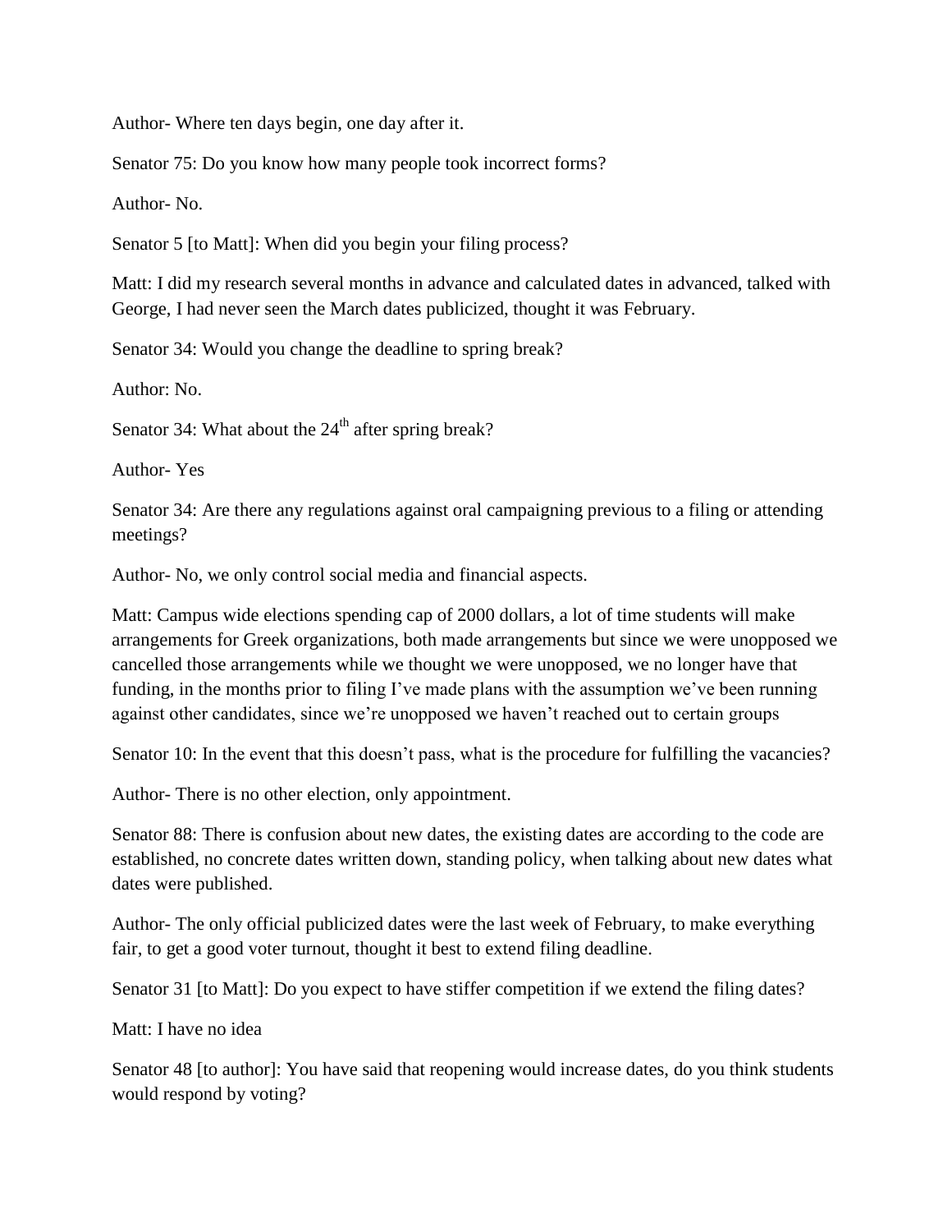Author- Where ten days begin, one day after it.

Senator 75: Do you know how many people took incorrect forms?

Author- No.

Senator 5 [to Matt]: When did you begin your filing process?

Matt: I did my research several months in advance and calculated dates in advanced, talked with George, I had never seen the March dates publicized, thought it was February.

Senator 34: Would you change the deadline to spring break?

Author: No.

Senator 34: What about the 24th after spring break?

Author- Yes

Senator 34: Are there any regulations against oral campaigning previous to a filing or attending meetings?

Author- No, we only control social media and financial aspects.

Matt: Campus wide elections spending cap of 2000 dollars, a lot of time students will make arrangements for Greek organizations, both made arrangements but since we were unopposed we cancelled those arrangements while we thought we were unopposed, we no longer have that funding, in the months prior to filing I've made plans with the assumption we've been running against other candidates, since we're unopposed we haven't reached out to certain groups

Senator 10: In the event that this doesn't pass, what is the procedure for fulfilling the vacancies?

Author- There is no other election, only appointment.

Senator 88: There is confusion about new dates, the existing dates are according to the code are established, no concrete dates written down, standing policy, when talking about new dates what dates were published.

Author- The only official publicized dates were the last week of February, to make everything fair, to get a good voter turnout, thought it best to extend filing deadline.

Senator 31 [to Matt]: Do you expect to have stiffer competition if we extend the filing dates?

Matt: I have no idea

Senator 48 [to author]: You have said that reopening would increase dates, do you think students would respond by voting?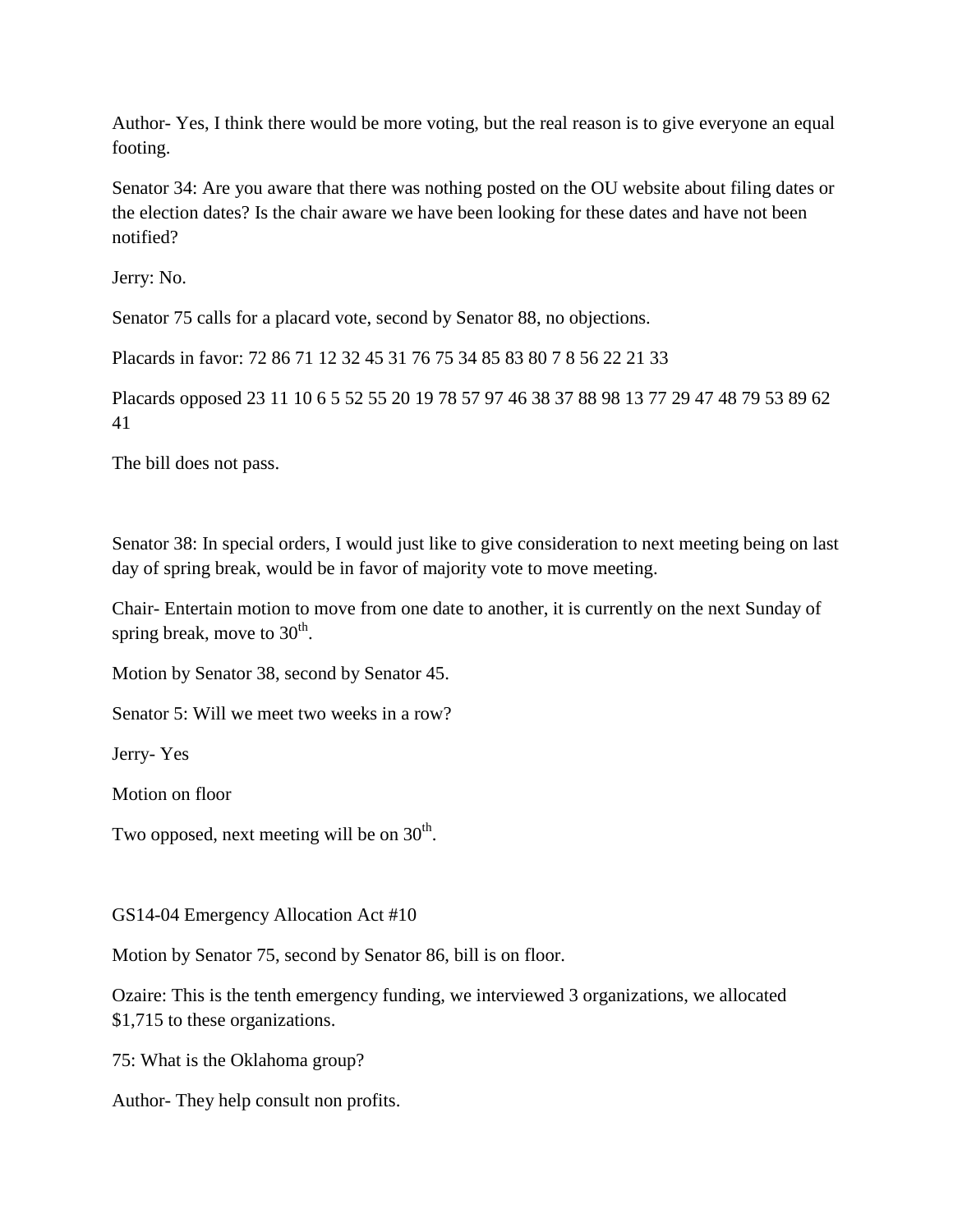Author- Yes, I think there would be more voting, but the real reason is to give everyone an equal footing.

Senator 34: Are you aware that there was nothing posted on the OU website about filing dates or the election dates? Is the chair aware we have been looking for these dates and have not been notified?

Jerry: No.

Senator 75 calls for a placard vote, second by Senator 88, no objections.

Placards in favor: 72 86 71 12 32 45 31 76 75 34 85 83 80 7 8 56 22 21 33

Placards opposed 23 11 10 6 5 52 55 20 19 78 57 97 46 38 37 88 98 13 77 29 47 48 79 53 89 62 41

The bill does not pass.

Senator 38: In special orders, I would just like to give consideration to next meeting being on last day of spring break, would be in favor of majority vote to move meeting.

Chair- Entertain motion to move from one date to another, it is currently on the next Sunday of spring break, move to 30th.

Motion by Senator 38, second by Senator 45.

Senator 5: Will we meet two weeks in a row?

Jerry- Yes

Motion on floor

Two opposed, next meeting will be on 30th.

GS14-04 Emergency Allocation Act #10

Motion by Senator 75, second by Senator 86, bill is on floor.

Ozaire: This is the tenth emergency funding, we interviewed 3 organizations, we allocated $1,715 to these organizations.

75: What is the Oklahoma group?

Author- They help consult non profits.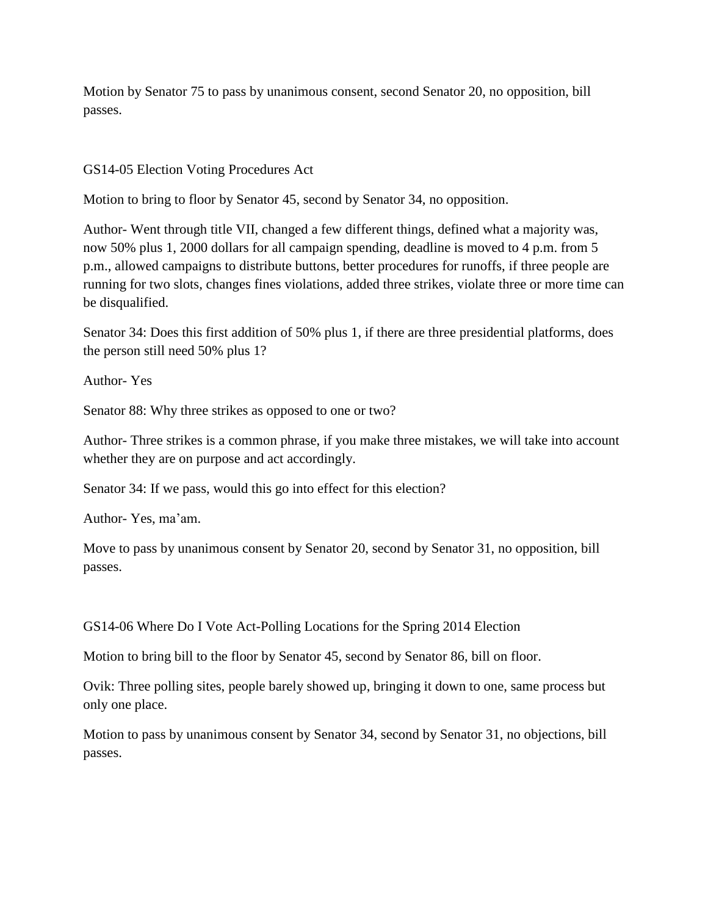Motion by Senator 75 to pass by unanimous consent, second Senator 20, no opposition, bill passes.

GS14-05 Election Voting Procedures Act

Motion to bring to floor by Senator 45, second by Senator 34, no opposition.

Author- Went through title VII, changed a few different things, defined what a majority was, now 50% plus 1, 2000 dollars for all campaign spending, deadline is moved to 4 p.m. from 5 p.m., allowed campaigns to distribute buttons, better procedures for runoffs, if three people are running for two slots, changes fines violations, added three strikes, violate three or more time can be disqualified.

Senator 34: Does this first addition of 50% plus 1, if there are three presidential platforms, does the person still need 50% plus 1?

Author- Yes

Senator 88: Why three strikes as opposed to one or two?

Author- Three strikes is a common phrase, if you make three mistakes, we will take into account whether they are on purpose and act accordingly.

Senator 34: If we pass, would this go into effect for this election?

Author- Yes, ma'am.

Move to pass by unanimous consent by Senator 20, second by Senator 31, no opposition, bill passes.

GS14-06 Where Do I Vote Act-Polling Locations for the Spring 2014 Election

Motion to bring bill to the floor by Senator 45, second by Senator 86, bill on floor.

Ovik: Three polling sites, people barely showed up, bringing it down to one, same process but only one place.

Motion to pass by unanimous consent by Senator 34, second by Senator 31, no objections, bill passes.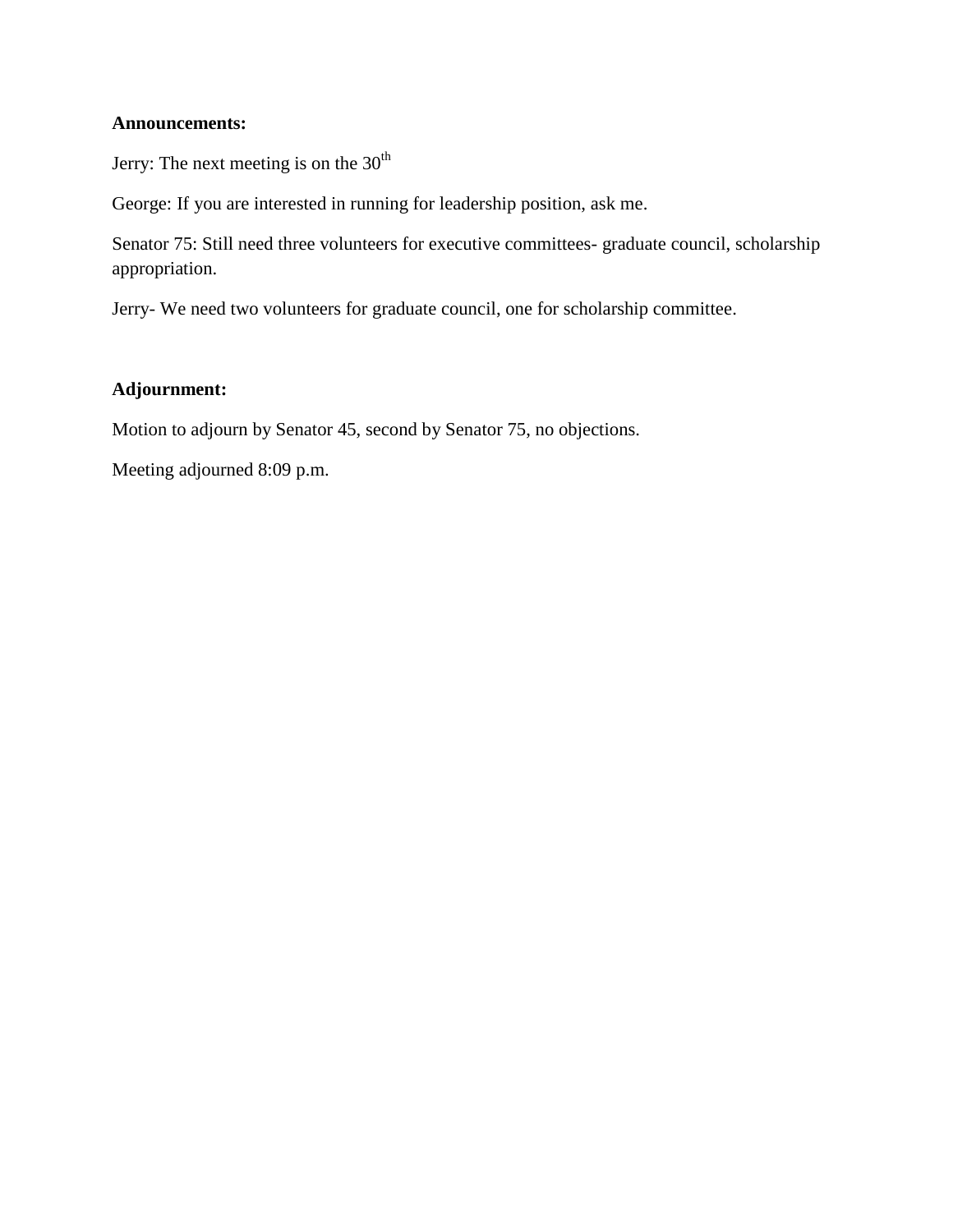**Announcements:**

Jerry: The next meeting is on the 30th

George: If you are interested in running for leadership position, ask me.

Senator 75: Still need three volunteers for executive committees- graduate council, scholarship appropriation.

Jerry- We need two volunteers for graduate council, one for scholarship committee.

**Adjournment:**

Motion to adjourn by Senator 45, second by Senator 75, no objections.

Meeting adjourned 8:09 p.m.